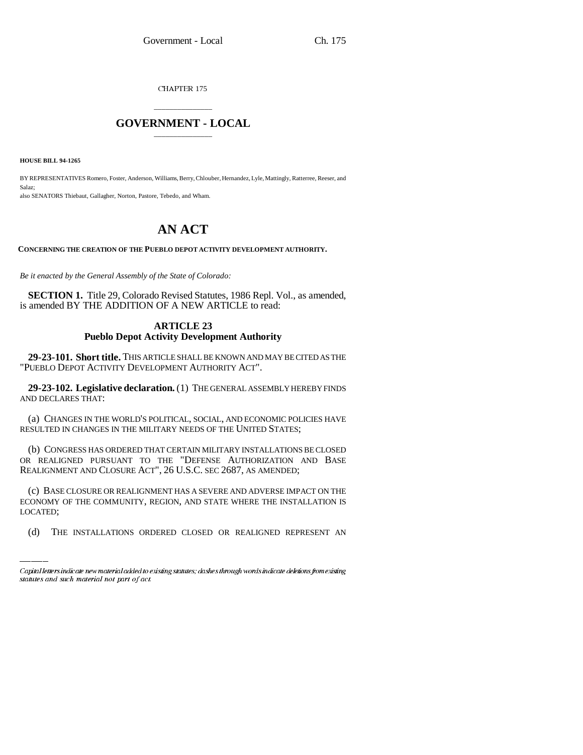CHAPTER 175

# GOVERNMENT - LOCAL

**HOUSE BILL 94-1265**

BY REPRESENTATIVES Romero, Foster, Anderson, Williams, Berry, Chlouber, Hernandez, Lyle, Mattingly, Ratterree, Reeser, and Salaz;
also SENATORS Thiebaut, Gallagher, Norton, Pastore, Tebedo, and Wham.

# AN ACT

**CONCERNING THE CREATION OF THE PUEBLO DEPOT ACTIVITY DEVELOPMENT AUTHORITY.**

*Be it enacted by the General Assembly of the State of Colorado:*

**SECTION 1.** Title 29, Colorado Revised Statutes, 1986 Repl. Vol., as amended, is amended BY THE ADDITION OF A NEW ARTICLE to read:

## ARTICLE 23
## Pueblo Depot Activity Development Authority

**29-23-101. Short title.** THIS ARTICLE SHALL BE KNOWN AND MAY BE CITED AS THE "PUEBLO DEPOT ACTIVITY DEVELOPMENT AUTHORITY ACT".

**29-23-102. Legislative declaration.** (1) THE GENERAL ASSEMBLY HEREBY FINDS AND DECLARES THAT:

(a) CHANGES IN THE WORLD'S POLITICAL, SOCIAL, AND ECONOMIC POLICIES HAVE RESULTED IN CHANGES IN THE MILITARY NEEDS OF THE UNITED STATES;

(b) CONGRESS HAS ORDERED THAT CERTAIN MILITARY INSTALLATIONS BE CLOSED OR REALIGNED PURSUANT TO THE "DEFENSE AUTHORIZATION AND BASE REALIGNMENT AND CLOSURE ACT", 26 U.S.C. SEC 2687, AS AMENDED;

(c) BASE CLOSURE OR REALIGNMENT HAS A SEVERE AND ADVERSE IMPACT ON THE ECONOMY OF THE COMMUNITY, REGION, AND STATE WHERE THE INSTALLATION IS LOCATED;

(d) THE INSTALLATIONS ORDERED CLOSED OR REALIGNED REPRESENT AN

Capital letters indicate new material added to existing statutes; dashes through words indicate deletions from existing statutes and such material not part of act.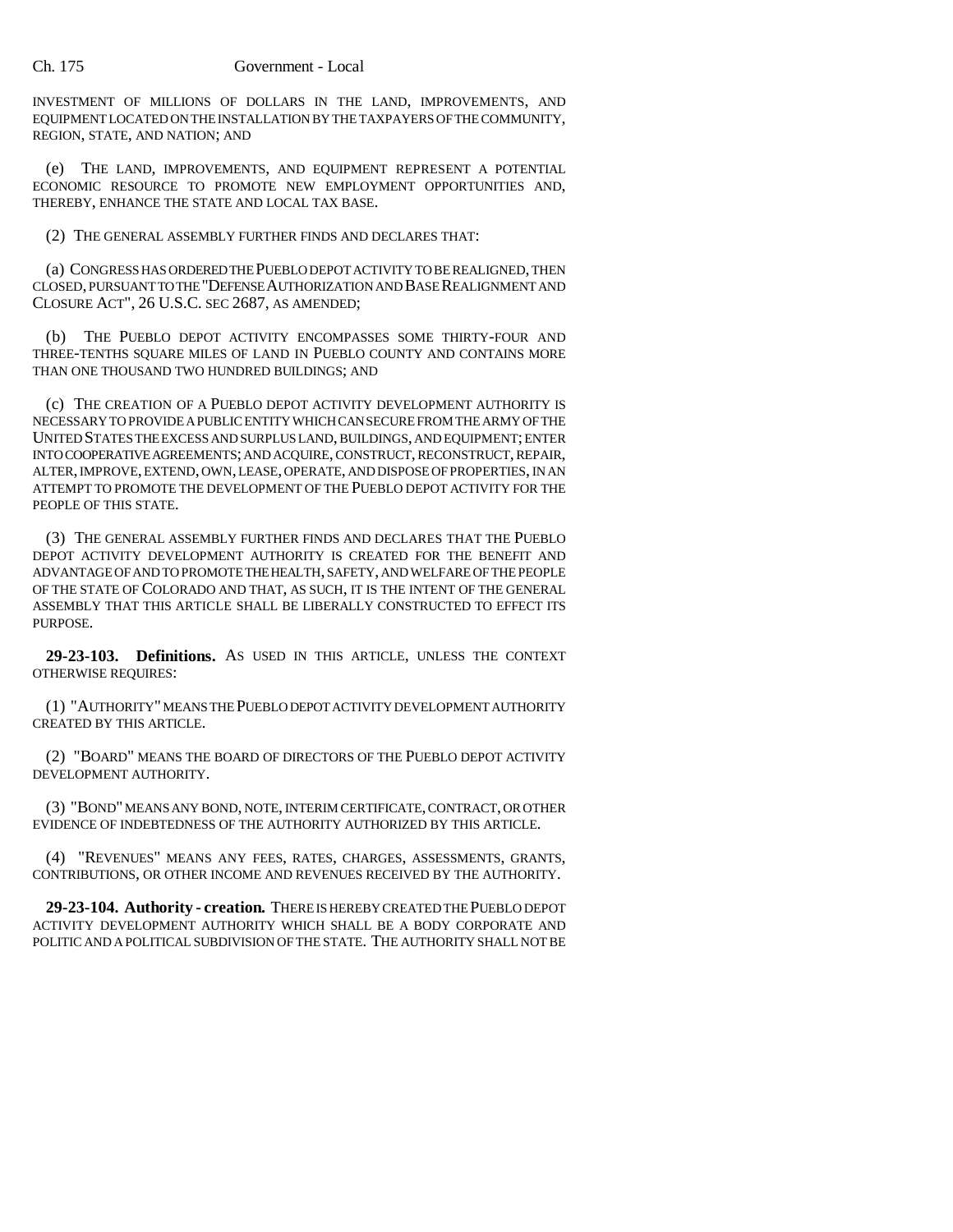INVESTMENT OF MILLIONS OF DOLLARS IN THE LAND, IMPROVEMENTS, AND EQUIPMENT LOCATED ON THE INSTALLATION BY THE TAXPAYERS OF THE COMMUNITY, REGION, STATE, AND NATION; AND

(e) THE LAND, IMPROVEMENTS, AND EQUIPMENT REPRESENT A POTENTIAL ECONOMIC RESOURCE TO PROMOTE NEW EMPLOYMENT OPPORTUNITIES AND, THEREBY, ENHANCE THE STATE AND LOCAL TAX BASE.

(2) THE GENERAL ASSEMBLY FURTHER FINDS AND DECLARES THAT:

(a) CONGRESS HAS ORDERED THE PUEBLO DEPOT ACTIVITY TO BE REALIGNED, THEN CLOSED, PURSUANT TO THE "DEFENSE AUTHORIZATION AND BASE REALIGNMENT AND CLOSURE ACT", 26 U.S.C. SEC 2687, AS AMENDED;

(b) THE PUEBLO DEPOT ACTIVITY ENCOMPASSES SOME THIRTY-FOUR AND THREE-TENTHS SQUARE MILES OF LAND IN PUEBLO COUNTY AND CONTAINS MORE THAN ONE THOUSAND TWO HUNDRED BUILDINGS; AND

(c) THE CREATION OF A PUEBLO DEPOT ACTIVITY DEVELOPMENT AUTHORITY IS NECESSARY TO PROVIDE A PUBLIC ENTITY WHICH CAN SECURE FROM THE ARMY OF THE UNITED STATES THE EXCESS AND SURPLUS LAND, BUILDINGS, AND EQUIPMENT; ENTER INTO COOPERATIVE AGREEMENTS; AND ACQUIRE, CONSTRUCT, RECONSTRUCT, REPAIR, ALTER, IMPROVE, EXTEND, OWN, LEASE, OPERATE, AND DISPOSE OF PROPERTIES, IN AN ATTEMPT TO PROMOTE THE DEVELOPMENT OF THE PUEBLO DEPOT ACTIVITY FOR THE PEOPLE OF THIS STATE.

(3) THE GENERAL ASSEMBLY FURTHER FINDS AND DECLARES THAT THE PUEBLO DEPOT ACTIVITY DEVELOPMENT AUTHORITY IS CREATED FOR THE BENEFIT AND ADVANTAGE OF AND TO PROMOTE THE HEALTH, SAFETY, AND WELFARE OF THE PEOPLE OF THE STATE OF COLORADO AND THAT, AS SUCH, IT IS THE INTENT OF THE GENERAL ASSEMBLY THAT THIS ARTICLE SHALL BE LIBERALLY CONSTRUCTED TO EFFECT ITS PURPOSE.

**29-23-103. Definitions.** AS USED IN THIS ARTICLE, UNLESS THE CONTEXT OTHERWISE REQUIRES:

(1) "AUTHORITY" MEANS THE PUEBLO DEPOT ACTIVITY DEVELOPMENT AUTHORITY CREATED BY THIS ARTICLE.

(2) "BOARD" MEANS THE BOARD OF DIRECTORS OF THE PUEBLO DEPOT ACTIVITY DEVELOPMENT AUTHORITY.

(3) "BOND" MEANS ANY BOND, NOTE, INTERIM CERTIFICATE, CONTRACT, OR OTHER EVIDENCE OF INDEBTEDNESS OF THE AUTHORITY AUTHORIZED BY THIS ARTICLE.

(4) "REVENUES" MEANS ANY FEES, RATES, CHARGES, ASSESSMENTS, GRANTS, CONTRIBUTIONS, OR OTHER INCOME AND REVENUES RECEIVED BY THE AUTHORITY.

**29-23-104. Authority - creation.** THERE IS HEREBY CREATED THE PUEBLO DEPOT ACTIVITY DEVELOPMENT AUTHORITY WHICH SHALL BE A BODY CORPORATE AND POLITIC AND A POLITICAL SUBDIVISION OF THE STATE. THE AUTHORITY SHALL NOT BE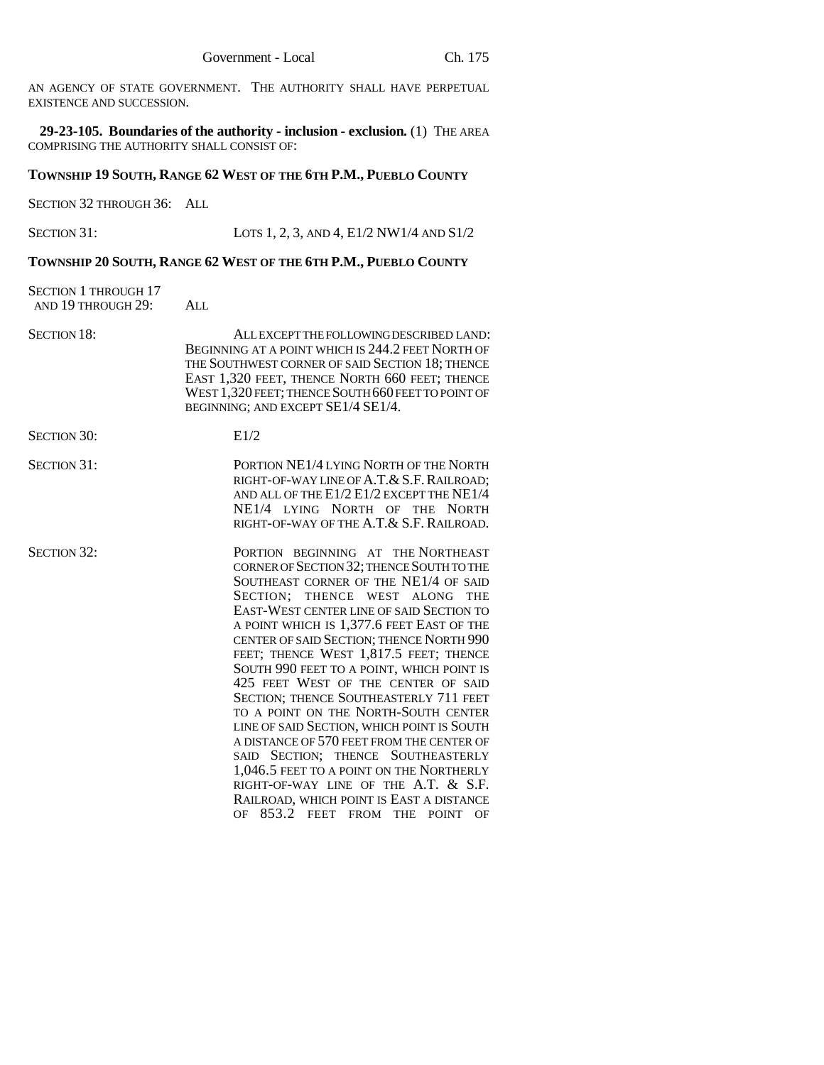AN AGENCY OF STATE GOVERNMENT. THE AUTHORITY SHALL HAVE PERPETUAL EXISTENCE AND SUCCESSION.

**29-23-105. Boundaries of the authority - inclusion - exclusion.** (1) THE AREA COMPRISING THE AUTHORITY SHALL CONSIST OF:

**TOWNSHIP 19 SOUTH, RANGE 62 WEST OF THE 6TH P.M., PUEBLO COUNTY**

SECTION 32 THROUGH 36: ALL

SECTION 31: LOTS 1, 2, 3, AND 4, E1/2 NW1/4 AND S1/2

**TOWNSHIP 20 SOUTH, RANGE 62 WEST OF THE 6TH P.M., PUEBLO COUNTY**

SECTION 1 THROUGH 17 AND 19 THROUGH 29: ALL

SECTION 18: ALL EXCEPT THE FOLLOWING DESCRIBED LAND: BEGINNING AT A POINT WHICH IS 244.2 FEET NORTH OF THE SOUTHWEST CORNER OF SAID SECTION 18; THENCE EAST 1,320 FEET, THENCE NORTH 660 FEET; THENCE WEST 1,320 FEET; THENCE SOUTH 660 FEET TO POINT OF BEGINNING; AND EXCEPT SE1/4 SE1/4.

SECTION 30: E1/2

SECTION 31: PORTION NE1/4 LYING NORTH OF THE NORTH RIGHT-OF-WAY LINE OF A.T.& S.F. RAILROAD; AND ALL OF THE E1/2 E1/2 EXCEPT THE NE1/4 NE1/4 LYING NORTH OF THE NORTH RIGHT-OF-WAY OF THE A.T.& S.F. RAILROAD.

SECTION 32: PORTION BEGINNING AT THE NORTHEAST CORNER OF SECTION 32; THENCE SOUTH TO THE SOUTHEAST CORNER OF THE NE1/4 OF SAID SECTION; THENCE WEST ALONG THE EAST-WEST CENTER LINE OF SAID SECTION TO A POINT WHICH IS 1,377.6 FEET EAST OF THE CENTER OF SAID SECTION; THENCE NORTH 990 FEET; THENCE WEST 1,817.5 FEET; THENCE SOUTH 990 FEET TO A POINT, WHICH POINT IS 425 FEET WEST OF THE CENTER OF SAID SECTION; THENCE SOUTHEASTERLY 711 FEET TO A POINT ON THE NORTH-SOUTH CENTER LINE OF SAID SECTION, WHICH POINT IS SOUTH A DISTANCE OF 570 FEET FROM THE CENTER OF SAID SECTION; THENCE SOUTHEASTERLY 1,046.5 FEET TO A POINT ON THE NORTHERLY RIGHT-OF-WAY LINE OF THE A.T. & S.F. RAILROAD, WHICH POINT IS EAST A DISTANCE OF 853.2 FEET FROM THE POINT OF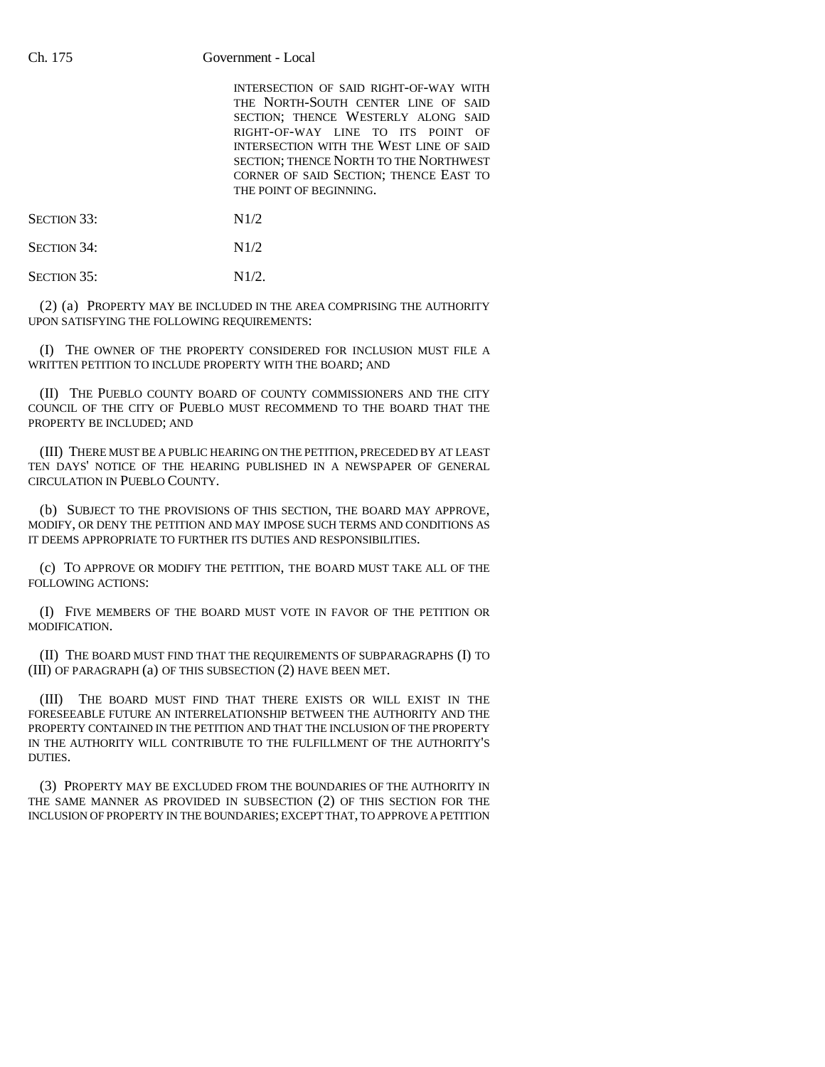INTERSECTION OF SAID RIGHT-OF-WAY WITH THE NORTH-SOUTH CENTER LINE OF SAID SECTION; THENCE WESTERLY ALONG SAID RIGHT-OF-WAY LINE TO ITS POINT OF INTERSECTION WITH THE WEST LINE OF SAID SECTION; THENCE NORTH TO THE NORTHWEST CORNER OF SAID SECTION; THENCE EAST TO THE POINT OF BEGINNING.

| | |
|---|---|
| SECTION 33: | N1/2 |
| SECTION 34: | N1/2 |
| SECTION 35: | N1/2. |

(2) (a) PROPERTY MAY BE INCLUDED IN THE AREA COMPRISING THE AUTHORITY UPON SATISFYING THE FOLLOWING REQUIREMENTS:

(I) THE OWNER OF THE PROPERTY CONSIDERED FOR INCLUSION MUST FILE A WRITTEN PETITION TO INCLUDE PROPERTY WITH THE BOARD; AND

(II) THE PUEBLO COUNTY BOARD OF COUNTY COMMISSIONERS AND THE CITY COUNCIL OF THE CITY OF PUEBLO MUST RECOMMEND TO THE BOARD THAT THE PROPERTY BE INCLUDED; AND

(III) THERE MUST BE A PUBLIC HEARING ON THE PETITION, PRECEDED BY AT LEAST TEN DAYS' NOTICE OF THE HEARING PUBLISHED IN A NEWSPAPER OF GENERAL CIRCULATION IN PUEBLO COUNTY.

(b) SUBJECT TO THE PROVISIONS OF THIS SECTION, THE BOARD MAY APPROVE, MODIFY, OR DENY THE PETITION AND MAY IMPOSE SUCH TERMS AND CONDITIONS AS IT DEEMS APPROPRIATE TO FURTHER ITS DUTIES AND RESPONSIBILITIES.

(c) TO APPROVE OR MODIFY THE PETITION, THE BOARD MUST TAKE ALL OF THE FOLLOWING ACTIONS:

(I) FIVE MEMBERS OF THE BOARD MUST VOTE IN FAVOR OF THE PETITION OR MODIFICATION.

(II) THE BOARD MUST FIND THAT THE REQUIREMENTS OF SUBPARAGRAPHS (I) TO (III) OF PARAGRAPH (a) OF THIS SUBSECTION (2) HAVE BEEN MET.

(III) THE BOARD MUST FIND THAT THERE EXISTS OR WILL EXIST IN THE FORESEEABLE FUTURE AN INTERRELATIONSHIP BETWEEN THE AUTHORITY AND THE PROPERTY CONTAINED IN THE PETITION AND THAT THE INCLUSION OF THE PROPERTY IN THE AUTHORITY WILL CONTRIBUTE TO THE FULFILLMENT OF THE AUTHORITY'S DUTIES.

(3) PROPERTY MAY BE EXCLUDED FROM THE BOUNDARIES OF THE AUTHORITY IN THE SAME MANNER AS PROVIDED IN SUBSECTION (2) OF THIS SECTION FOR THE INCLUSION OF PROPERTY IN THE BOUNDARIES; EXCEPT THAT, TO APPROVE A PETITION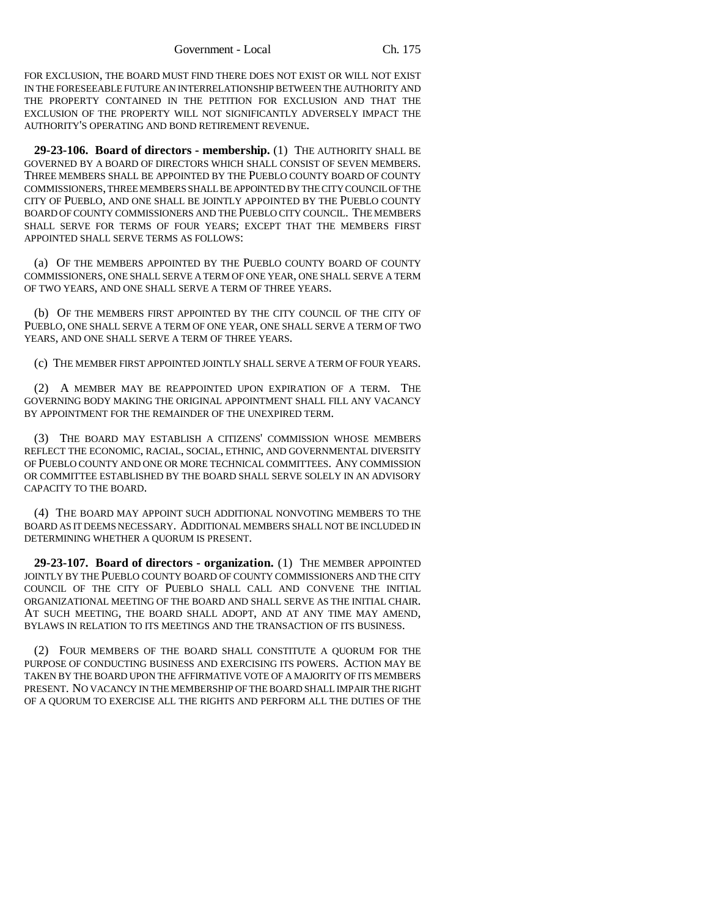FOR EXCLUSION, THE BOARD MUST FIND THERE DOES NOT EXIST OR WILL NOT EXIST IN THE FORESEEABLE FUTURE AN INTERRELATIONSHIP BETWEEN THE AUTHORITY AND THE PROPERTY CONTAINED IN THE PETITION FOR EXCLUSION AND THAT THE EXCLUSION OF THE PROPERTY WILL NOT SIGNIFICANTLY ADVERSELY IMPACT THE AUTHORITY'S OPERATING AND BOND RETIREMENT REVENUE.

**29-23-106. Board of directors - membership.** (1) THE AUTHORITY SHALL BE GOVERNED BY A BOARD OF DIRECTORS WHICH SHALL CONSIST OF SEVEN MEMBERS. THREE MEMBERS SHALL BE APPOINTED BY THE PUEBLO COUNTY BOARD OF COUNTY COMMISSIONERS, THREE MEMBERS SHALL BE APPOINTED BY THE CITY COUNCIL OF THE CITY OF PUEBLO, AND ONE SHALL BE JOINTLY APPOINTED BY THE PUEBLO COUNTY BOARD OF COUNTY COMMISSIONERS AND THE PUEBLO CITY COUNCIL. THE MEMBERS SHALL SERVE FOR TERMS OF FOUR YEARS; EXCEPT THAT THE MEMBERS FIRST APPOINTED SHALL SERVE TERMS AS FOLLOWS:

(a) OF THE MEMBERS APPOINTED BY THE PUEBLO COUNTY BOARD OF COUNTY COMMISSIONERS, ONE SHALL SERVE A TERM OF ONE YEAR, ONE SHALL SERVE A TERM OF TWO YEARS, AND ONE SHALL SERVE A TERM OF THREE YEARS.

(b) OF THE MEMBERS FIRST APPOINTED BY THE CITY COUNCIL OF THE CITY OF PUEBLO, ONE SHALL SERVE A TERM OF ONE YEAR, ONE SHALL SERVE A TERM OF TWO YEARS, AND ONE SHALL SERVE A TERM OF THREE YEARS.

(c) THE MEMBER FIRST APPOINTED JOINTLY SHALL SERVE A TERM OF FOUR YEARS.

(2) A MEMBER MAY BE REAPPOINTED UPON EXPIRATION OF A TERM. THE GOVERNING BODY MAKING THE ORIGINAL APPOINTMENT SHALL FILL ANY VACANCY BY APPOINTMENT FOR THE REMAINDER OF THE UNEXPIRED TERM.

(3) THE BOARD MAY ESTABLISH A CITIZENS' COMMISSION WHOSE MEMBERS REFLECT THE ECONOMIC, RACIAL, SOCIAL, ETHNIC, AND GOVERNMENTAL DIVERSITY OF PUEBLO COUNTY AND ONE OR MORE TECHNICAL COMMITTEES. ANY COMMISSION OR COMMITTEE ESTABLISHED BY THE BOARD SHALL SERVE SOLELY IN AN ADVISORY CAPACITY TO THE BOARD.

(4) THE BOARD MAY APPOINT SUCH ADDITIONAL NONVOTING MEMBERS TO THE BOARD AS IT DEEMS NECESSARY. ADDITIONAL MEMBERS SHALL NOT BE INCLUDED IN DETERMINING WHETHER A QUORUM IS PRESENT.

**29-23-107. Board of directors - organization.** (1) THE MEMBER APPOINTED JOINTLY BY THE PUEBLO COUNTY BOARD OF COUNTY COMMISSIONERS AND THE CITY COUNCIL OF THE CITY OF PUEBLO SHALL CALL AND CONVENE THE INITIAL ORGANIZATIONAL MEETING OF THE BOARD AND SHALL SERVE AS THE INITIAL CHAIR. AT SUCH MEETING, THE BOARD SHALL ADOPT, AND AT ANY TIME MAY AMEND, BYLAWS IN RELATION TO ITS MEETINGS AND THE TRANSACTION OF ITS BUSINESS.

(2) FOUR MEMBERS OF THE BOARD SHALL CONSTITUTE A QUORUM FOR THE PURPOSE OF CONDUCTING BUSINESS AND EXERCISING ITS POWERS. ACTION MAY BE TAKEN BY THE BOARD UPON THE AFFIRMATIVE VOTE OF A MAJORITY OF ITS MEMBERS PRESENT. NO VACANCY IN THE MEMBERSHIP OF THE BOARD SHALL IMPAIR THE RIGHT OF A QUORUM TO EXERCISE ALL THE RIGHTS AND PERFORM ALL THE DUTIES OF THE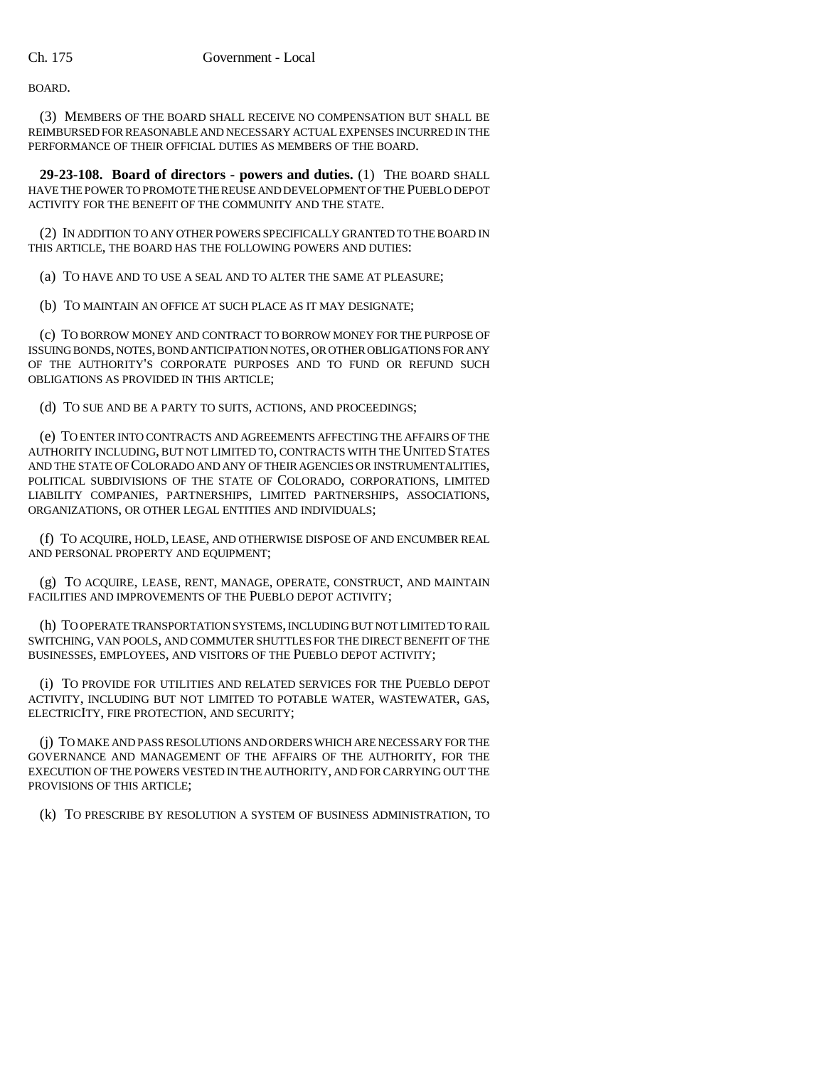BOARD.

(3) MEMBERS OF THE BOARD SHALL RECEIVE NO COMPENSATION BUT SHALL BE REIMBURSED FOR REASONABLE AND NECESSARY ACTUAL EXPENSES INCURRED IN THE PERFORMANCE OF THEIR OFFICIAL DUTIES AS MEMBERS OF THE BOARD.

**29-23-108. Board of directors - powers and duties.** (1) THE BOARD SHALL HAVE THE POWER TO PROMOTE THE REUSE AND DEVELOPMENT OF THE PUEBLO DEPOT ACTIVITY FOR THE BENEFIT OF THE COMMUNITY AND THE STATE.

(2) IN ADDITION TO ANY OTHER POWERS SPECIFICALLY GRANTED TO THE BOARD IN THIS ARTICLE, THE BOARD HAS THE FOLLOWING POWERS AND DUTIES:

(a) TO HAVE AND TO USE A SEAL AND TO ALTER THE SAME AT PLEASURE;

(b) TO MAINTAIN AN OFFICE AT SUCH PLACE AS IT MAY DESIGNATE;

(c) TO BORROW MONEY AND CONTRACT TO BORROW MONEY FOR THE PURPOSE OF ISSUING BONDS, NOTES, BOND ANTICIPATION NOTES, OR OTHER OBLIGATIONS FOR ANY OF THE AUTHORITY'S CORPORATE PURPOSES AND TO FUND OR REFUND SUCH OBLIGATIONS AS PROVIDED IN THIS ARTICLE;

(d) TO SUE AND BE A PARTY TO SUITS, ACTIONS, AND PROCEEDINGS;

(e) TO ENTER INTO CONTRACTS AND AGREEMENTS AFFECTING THE AFFAIRS OF THE AUTHORITY INCLUDING, BUT NOT LIMITED TO, CONTRACTS WITH THE UNITED STATES AND THE STATE OF COLORADO AND ANY OF THEIR AGENCIES OR INSTRUMENTALITIES, POLITICAL SUBDIVISIONS OF THE STATE OF COLORADO, CORPORATIONS, LIMITED LIABILITY COMPANIES, PARTNERSHIPS, LIMITED PARTNERSHIPS, ASSOCIATIONS, ORGANIZATIONS, OR OTHER LEGAL ENTITIES AND INDIVIDUALS;

(f) TO ACQUIRE, HOLD, LEASE, AND OTHERWISE DISPOSE OF AND ENCUMBER REAL AND PERSONAL PROPERTY AND EQUIPMENT;

(g) TO ACQUIRE, LEASE, RENT, MANAGE, OPERATE, CONSTRUCT, AND MAINTAIN FACILITIES AND IMPROVEMENTS OF THE PUEBLO DEPOT ACTIVITY;

(h) TO OPERATE TRANSPORTATION SYSTEMS, INCLUDING BUT NOT LIMITED TO RAIL SWITCHING, VAN POOLS, AND COMMUTER SHUTTLES FOR THE DIRECT BENEFIT OF THE BUSINESSES, EMPLOYEES, AND VISITORS OF THE PUEBLO DEPOT ACTIVITY;

(i) TO PROVIDE FOR UTILITIES AND RELATED SERVICES FOR THE PUEBLO DEPOT ACTIVITY, INCLUDING BUT NOT LIMITED TO POTABLE WATER, WASTEWATER, GAS, ELECTRICITY, FIRE PROTECTION, AND SECURITY;

(j) TO MAKE AND PASS RESOLUTIONS AND ORDERS WHICH ARE NECESSARY FOR THE GOVERNANCE AND MANAGEMENT OF THE AFFAIRS OF THE AUTHORITY, FOR THE EXECUTION OF THE POWERS VESTED IN THE AUTHORITY, AND FOR CARRYING OUT THE PROVISIONS OF THIS ARTICLE;

(k) TO PRESCRIBE BY RESOLUTION A SYSTEM OF BUSINESS ADMINISTRATION, TO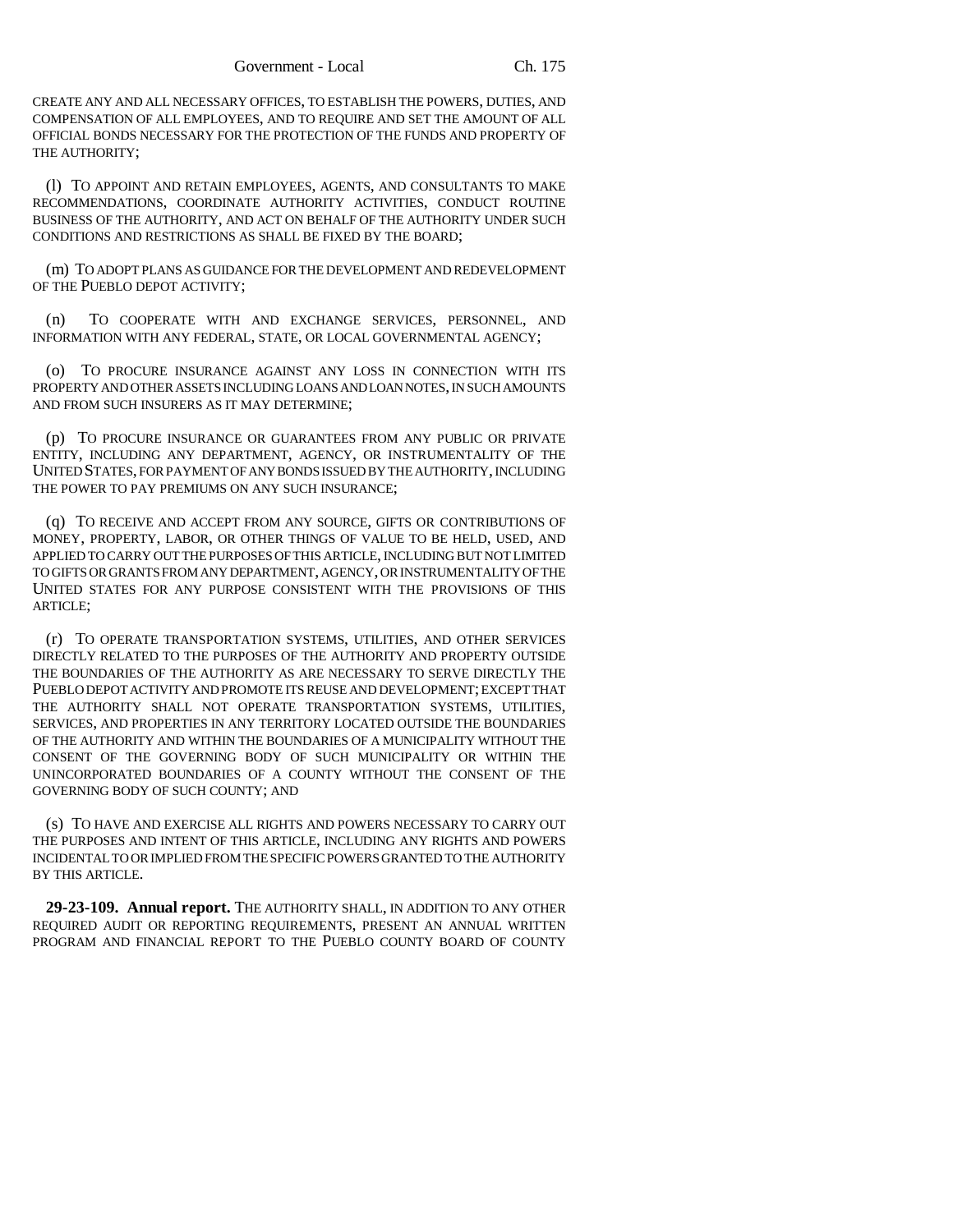CREATE ANY AND ALL NECESSARY OFFICES, TO ESTABLISH THE POWERS, DUTIES, AND COMPENSATION OF ALL EMPLOYEES, AND TO REQUIRE AND SET THE AMOUNT OF ALL OFFICIAL BONDS NECESSARY FOR THE PROTECTION OF THE FUNDS AND PROPERTY OF THE AUTHORITY;

(l) TO APPOINT AND RETAIN EMPLOYEES, AGENTS, AND CONSULTANTS TO MAKE RECOMMENDATIONS, COORDINATE AUTHORITY ACTIVITIES, CONDUCT ROUTINE BUSINESS OF THE AUTHORITY, AND ACT ON BEHALF OF THE AUTHORITY UNDER SUCH CONDITIONS AND RESTRICTIONS AS SHALL BE FIXED BY THE BOARD;

(m) TO ADOPT PLANS AS GUIDANCE FOR THE DEVELOPMENT AND REDEVELOPMENT OF THE PUEBLO DEPOT ACTIVITY;

(n) TO COOPERATE WITH AND EXCHANGE SERVICES, PERSONNEL, AND INFORMATION WITH ANY FEDERAL, STATE, OR LOCAL GOVERNMENTAL AGENCY;

(o) TO PROCURE INSURANCE AGAINST ANY LOSS IN CONNECTION WITH ITS PROPERTY AND OTHER ASSETS INCLUDING LOANS AND LOAN NOTES, IN SUCH AMOUNTS AND FROM SUCH INSURERS AS IT MAY DETERMINE;

(p) TO PROCURE INSURANCE OR GUARANTEES FROM ANY PUBLIC OR PRIVATE ENTITY, INCLUDING ANY DEPARTMENT, AGENCY, OR INSTRUMENTALITY OF THE UNITED STATES, FOR PAYMENT OF ANY BONDS ISSUED BY THE AUTHORITY, INCLUDING THE POWER TO PAY PREMIUMS ON ANY SUCH INSURANCE;

(q) TO RECEIVE AND ACCEPT FROM ANY SOURCE, GIFTS OR CONTRIBUTIONS OF MONEY, PROPERTY, LABOR, OR OTHER THINGS OF VALUE TO BE HELD, USED, AND APPLIED TO CARRY OUT THE PURPOSES OF THIS ARTICLE, INCLUDING BUT NOT LIMITED TO GIFTS OR GRANTS FROM ANY DEPARTMENT, AGENCY, OR INSTRUMENTALITY OF THE UNITED STATES FOR ANY PURPOSE CONSISTENT WITH THE PROVISIONS OF THIS ARTICLE;

(r) TO OPERATE TRANSPORTATION SYSTEMS, UTILITIES, AND OTHER SERVICES DIRECTLY RELATED TO THE PURPOSES OF THE AUTHORITY AND PROPERTY OUTSIDE THE BOUNDARIES OF THE AUTHORITY AS ARE NECESSARY TO SERVE DIRECTLY THE PUEBLO DEPOT ACTIVITY AND PROMOTE ITS REUSE AND DEVELOPMENT; EXCEPT THAT THE AUTHORITY SHALL NOT OPERATE TRANSPORTATION SYSTEMS, UTILITIES, SERVICES, AND PROPERTIES IN ANY TERRITORY LOCATED OUTSIDE THE BOUNDARIES OF THE AUTHORITY AND WITHIN THE BOUNDARIES OF A MUNICIPALITY WITHOUT THE CONSENT OF THE GOVERNING BODY OF SUCH MUNICIPALITY OR WITHIN THE UNINCORPORATED BOUNDARIES OF A COUNTY WITHOUT THE CONSENT OF THE GOVERNING BODY OF SUCH COUNTY; AND

(s) TO HAVE AND EXERCISE ALL RIGHTS AND POWERS NECESSARY TO CARRY OUT THE PURPOSES AND INTENT OF THIS ARTICLE, INCLUDING ANY RIGHTS AND POWERS INCIDENTAL TO OR IMPLIED FROM THE SPECIFIC POWERS GRANTED TO THE AUTHORITY BY THIS ARTICLE.

**29-23-109. Annual report.** THE AUTHORITY SHALL, IN ADDITION TO ANY OTHER REQUIRED AUDIT OR REPORTING REQUIREMENTS, PRESENT AN ANNUAL WRITTEN PROGRAM AND FINANCIAL REPORT TO THE PUEBLO COUNTY BOARD OF COUNTY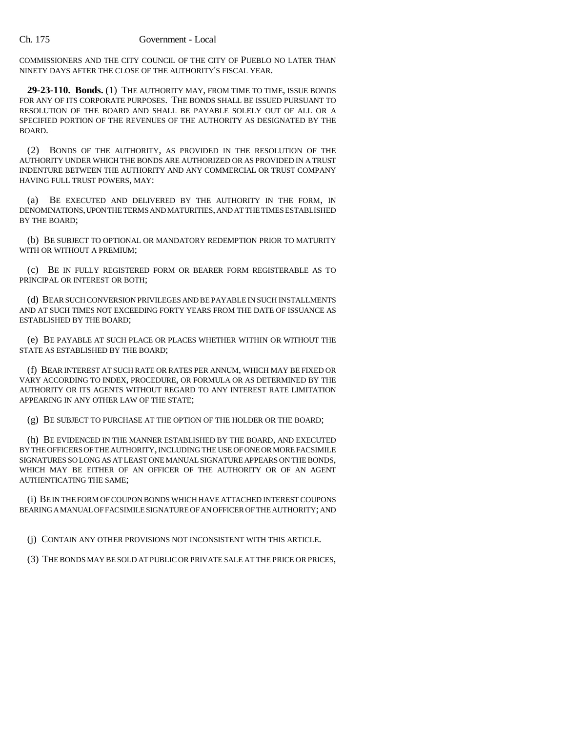COMMISSIONERS AND THE CITY COUNCIL OF THE CITY OF PUEBLO NO LATER THAN NINETY DAYS AFTER THE CLOSE OF THE AUTHORITY'S FISCAL YEAR.

**29-23-110. Bonds.** (1) THE AUTHORITY MAY, FROM TIME TO TIME, ISSUE BONDS FOR ANY OF ITS CORPORATE PURPOSES. THE BONDS SHALL BE ISSUED PURSUANT TO RESOLUTION OF THE BOARD AND SHALL BE PAYABLE SOLELY OUT OF ALL OR A SPECIFIED PORTION OF THE REVENUES OF THE AUTHORITY AS DESIGNATED BY THE BOARD.

(2) BONDS OF THE AUTHORITY, AS PROVIDED IN THE RESOLUTION OF THE AUTHORITY UNDER WHICH THE BONDS ARE AUTHORIZED OR AS PROVIDED IN A TRUST INDENTURE BETWEEN THE AUTHORITY AND ANY COMMERCIAL OR TRUST COMPANY HAVING FULL TRUST POWERS, MAY:

(a) BE EXECUTED AND DELIVERED BY THE AUTHORITY IN THE FORM, IN DENOMINATIONS, UPON THE TERMS AND MATURITIES, AND AT THE TIMES ESTABLISHED BY THE BOARD;

(b) BE SUBJECT TO OPTIONAL OR MANDATORY REDEMPTION PRIOR TO MATURITY WITH OR WITHOUT A PREMIUM;

(c) BE IN FULLY REGISTERED FORM OR BEARER FORM REGISTERABLE AS TO PRINCIPAL OR INTEREST OR BOTH;

(d) BEAR SUCH CONVERSION PRIVILEGES AND BE PAYABLE IN SUCH INSTALLMENTS AND AT SUCH TIMES NOT EXCEEDING FORTY YEARS FROM THE DATE OF ISSUANCE AS ESTABLISHED BY THE BOARD;

(e) BE PAYABLE AT SUCH PLACE OR PLACES WHETHER WITHIN OR WITHOUT THE STATE AS ESTABLISHED BY THE BOARD;

(f) BEAR INTEREST AT SUCH RATE OR RATES PER ANNUM, WHICH MAY BE FIXED OR VARY ACCORDING TO INDEX, PROCEDURE, OR FORMULA OR AS DETERMINED BY THE AUTHORITY OR ITS AGENTS WITHOUT REGARD TO ANY INTEREST RATE LIMITATION APPEARING IN ANY OTHER LAW OF THE STATE;

(g) BE SUBJECT TO PURCHASE AT THE OPTION OF THE HOLDER OR THE BOARD;

(h) BE EVIDENCED IN THE MANNER ESTABLISHED BY THE BOARD, AND EXECUTED BY THE OFFICERS OF THE AUTHORITY, INCLUDING THE USE OF ONE OR MORE FACSIMILE SIGNATURES SO LONG AS AT LEAST ONE MANUAL SIGNATURE APPEARS ON THE BONDS, WHICH MAY BE EITHER OF AN OFFICER OF THE AUTHORITY OR OF AN AGENT AUTHENTICATING THE SAME;

(i) BE IN THE FORM OF COUPON BONDS WHICH HAVE ATTACHED INTEREST COUPONS BEARING A MANUAL OF FACSIMILE SIGNATURE OF AN OFFICER OF THE AUTHORITY; AND

(j) CONTAIN ANY OTHER PROVISIONS NOT INCONSISTENT WITH THIS ARTICLE.

(3) THE BONDS MAY BE SOLD AT PUBLIC OR PRIVATE SALE AT THE PRICE OR PRICES,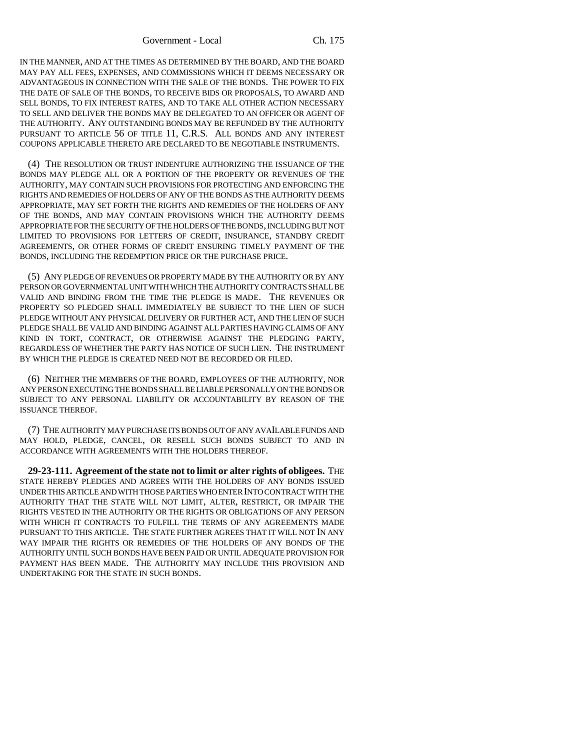IN THE MANNER, AND AT THE TIMES AS DETERMINED BY THE BOARD, AND THE BOARD MAY PAY ALL FEES, EXPENSES, AND COMMISSIONS WHICH IT DEEMS NECESSARY OR ADVANTAGEOUS IN CONNECTION WITH THE SALE OF THE BONDS. THE POWER TO FIX THE DATE OF SALE OF THE BONDS, TO RECEIVE BIDS OR PROPOSALS, TO AWARD AND SELL BONDS, TO FIX INTEREST RATES, AND TO TAKE ALL OTHER ACTION NECESSARY TO SELL AND DELIVER THE BONDS MAY BE DELEGATED TO AN OFFICER OR AGENT OF THE AUTHORITY. ANY OUTSTANDING BONDS MAY BE REFUNDED BY THE AUTHORITY PURSUANT TO ARTICLE 56 OF TITLE 11, C.R.S. ALL BONDS AND ANY INTEREST COUPONS APPLICABLE THERETO ARE DECLARED TO BE NEGOTIABLE INSTRUMENTS.

(4) THE RESOLUTION OR TRUST INDENTURE AUTHORIZING THE ISSUANCE OF THE BONDS MAY PLEDGE ALL OR A PORTION OF THE PROPERTY OR REVENUES OF THE AUTHORITY, MAY CONTAIN SUCH PROVISIONS FOR PROTECTING AND ENFORCING THE RIGHTS AND REMEDIES OF HOLDERS OF ANY OF THE BONDS AS THE AUTHORITY DEEMS APPROPRIATE, MAY SET FORTH THE RIGHTS AND REMEDIES OF THE HOLDERS OF ANY OF THE BONDS, AND MAY CONTAIN PROVISIONS WHICH THE AUTHORITY DEEMS APPROPRIATE FOR THE SECURITY OF THE HOLDERS OF THE BONDS, INCLUDING BUT NOT LIMITED TO PROVISIONS FOR LETTERS OF CREDIT, INSURANCE, STANDBY CREDIT AGREEMENTS, OR OTHER FORMS OF CREDIT ENSURING TIMELY PAYMENT OF THE BONDS, INCLUDING THE REDEMPTION PRICE OR THE PURCHASE PRICE.

(5) ANY PLEDGE OF REVENUES OR PROPERTY MADE BY THE AUTHORITY OR BY ANY PERSON OR GOVERNMENTAL UNIT WITH WHICH THE AUTHORITY CONTRACTS SHALL BE VALID AND BINDING FROM THE TIME THE PLEDGE IS MADE. THE REVENUES OR PROPERTY SO PLEDGED SHALL IMMEDIATELY BE SUBJECT TO THE LIEN OF SUCH PLEDGE WITHOUT ANY PHYSICAL DELIVERY OR FURTHER ACT, AND THE LIEN OF SUCH PLEDGE SHALL BE VALID AND BINDING AGAINST ALL PARTIES HAVING CLAIMS OF ANY KIND IN TORT, CONTRACT, OR OTHERWISE AGAINST THE PLEDGING PARTY, REGARDLESS OF WHETHER THE PARTY HAS NOTICE OF SUCH LIEN. THE INSTRUMENT BY WHICH THE PLEDGE IS CREATED NEED NOT BE RECORDED OR FILED.

(6) NEITHER THE MEMBERS OF THE BOARD, EMPLOYEES OF THE AUTHORITY, NOR ANY PERSON EXECUTING THE BONDS SHALL BE LIABLE PERSONALLY ON THE BONDS OR SUBJECT TO ANY PERSONAL LIABILITY OR ACCOUNTABILITY BY REASON OF THE ISSUANCE THEREOF.

(7) THE AUTHORITY MAY PURCHASE ITS BONDS OUT OF ANY AVAILABLE FUNDS AND MAY HOLD, PLEDGE, CANCEL, OR RESELL SUCH BONDS SUBJECT TO AND IN ACCORDANCE WITH AGREEMENTS WITH THE HOLDERS THEREOF.

**29-23-111. Agreement of the state not to limit or alter rights of obligees.** THE STATE HEREBY PLEDGES AND AGREES WITH THE HOLDERS OF ANY BONDS ISSUED UNDER THIS ARTICLE AND WITH THOSE PARTIES WHO ENTER INTO CONTRACT WITH THE AUTHORITY THAT THE STATE WILL NOT LIMIT, ALTER, RESTRICT, OR IMPAIR THE RIGHTS VESTED IN THE AUTHORITY OR THE RIGHTS OR OBLIGATIONS OF ANY PERSON WITH WHICH IT CONTRACTS TO FULFILL THE TERMS OF ANY AGREEMENTS MADE PURSUANT TO THIS ARTICLE. THE STATE FURTHER AGREES THAT IT WILL NOT IN ANY WAY IMPAIR THE RIGHTS OR REMEDIES OF THE HOLDERS OF ANY BONDS OF THE AUTHORITY UNTIL SUCH BONDS HAVE BEEN PAID OR UNTIL ADEQUATE PROVISION FOR PAYMENT HAS BEEN MADE. THE AUTHORITY MAY INCLUDE THIS PROVISION AND UNDERTAKING FOR THE STATE IN SUCH BONDS.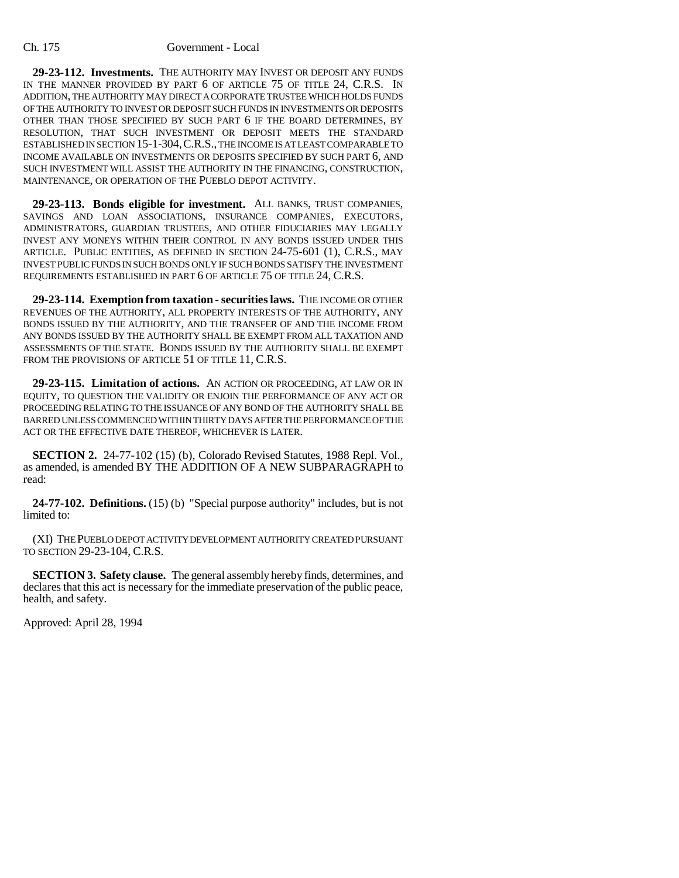**29-23-112. Investments.** THE AUTHORITY MAY INVEST OR DEPOSIT ANY FUNDS IN THE MANNER PROVIDED BY PART 6 OF ARTICLE 75 OF TITLE 24, C.R.S. IN ADDITION, THE AUTHORITY MAY DIRECT A CORPORATE TRUSTEE WHICH HOLDS FUNDS OF THE AUTHORITY TO INVEST OR DEPOSIT SUCH FUNDS IN INVESTMENTS OR DEPOSITS OTHER THAN THOSE SPECIFIED BY SUCH PART 6 IF THE BOARD DETERMINES, BY RESOLUTION, THAT SUCH INVESTMENT OR DEPOSIT MEETS THE STANDARD ESTABLISHED IN SECTION 15-1-304, C.R.S., THE INCOME IS AT LEAST COMPARABLE TO INCOME AVAILABLE ON INVESTMENTS OR DEPOSITS SPECIFIED BY SUCH PART 6, AND SUCH INVESTMENT WILL ASSIST THE AUTHORITY IN THE FINANCING, CONSTRUCTION, MAINTENANCE, OR OPERATION OF THE PUEBLO DEPOT ACTIVITY.

**29-23-113. Bonds eligible for investment.** ALL BANKS, TRUST COMPANIES, SAVINGS AND LOAN ASSOCIATIONS, INSURANCE COMPANIES, EXECUTORS, ADMINISTRATORS, GUARDIAN TRUSTEES, AND OTHER FIDUCIARIES MAY LEGALLY INVEST ANY MONEYS WITHIN THEIR CONTROL IN ANY BONDS ISSUED UNDER THIS ARTICLE. PUBLIC ENTITIES, AS DEFINED IN SECTION 24-75-601 (1), C.R.S., MAY INVEST PUBLIC FUNDS IN SUCH BONDS ONLY IF SUCH BONDS SATISFY THE INVESTMENT REQUIREMENTS ESTABLISHED IN PART 6 OF ARTICLE 75 OF TITLE 24, C.R.S.

**29-23-114. Exemption from taxation - securities laws.** THE INCOME OR OTHER REVENUES OF THE AUTHORITY, ALL PROPERTY INTERESTS OF THE AUTHORITY, ANY BONDS ISSUED BY THE AUTHORITY, AND THE TRANSFER OF AND THE INCOME FROM ANY BONDS ISSUED BY THE AUTHORITY SHALL BE EXEMPT FROM ALL TAXATION AND ASSESSMENTS OF THE STATE. BONDS ISSUED BY THE AUTHORITY SHALL BE EXEMPT FROM THE PROVISIONS OF ARTICLE 51 OF TITLE 11, C.R.S.

**29-23-115. Limitation of actions.** AN ACTION OR PROCEEDING, AT LAW OR IN EQUITY, TO QUESTION THE VALIDITY OR ENJOIN THE PERFORMANCE OF ANY ACT OR PROCEEDING RELATING TO THE ISSUANCE OF ANY BOND OF THE AUTHORITY SHALL BE BARRED UNLESS COMMENCED WITHIN THIRTY DAYS AFTER THE PERFORMANCE OF THE ACT OR THE EFFECTIVE DATE THEREOF, WHICHEVER IS LATER.

**SECTION 2.** 24-77-102 (15) (b), Colorado Revised Statutes, 1988 Repl. Vol., as amended, is amended BY THE ADDITION OF A NEW SUBPARAGRAPH to read:

**24-77-102. Definitions.** (15) (b) "Special purpose authority" includes, but is not limited to:

(XI) THE PUEBLO DEPOT ACTIVITY DEVELOPMENT AUTHORITY CREATED PURSUANT TO SECTION 29-23-104, C.R.S.

**SECTION 3. Safety clause.** The general assembly hereby finds, determines, and declares that this act is necessary for the immediate preservation of the public peace, health, and safety.

Approved: April 28, 1994